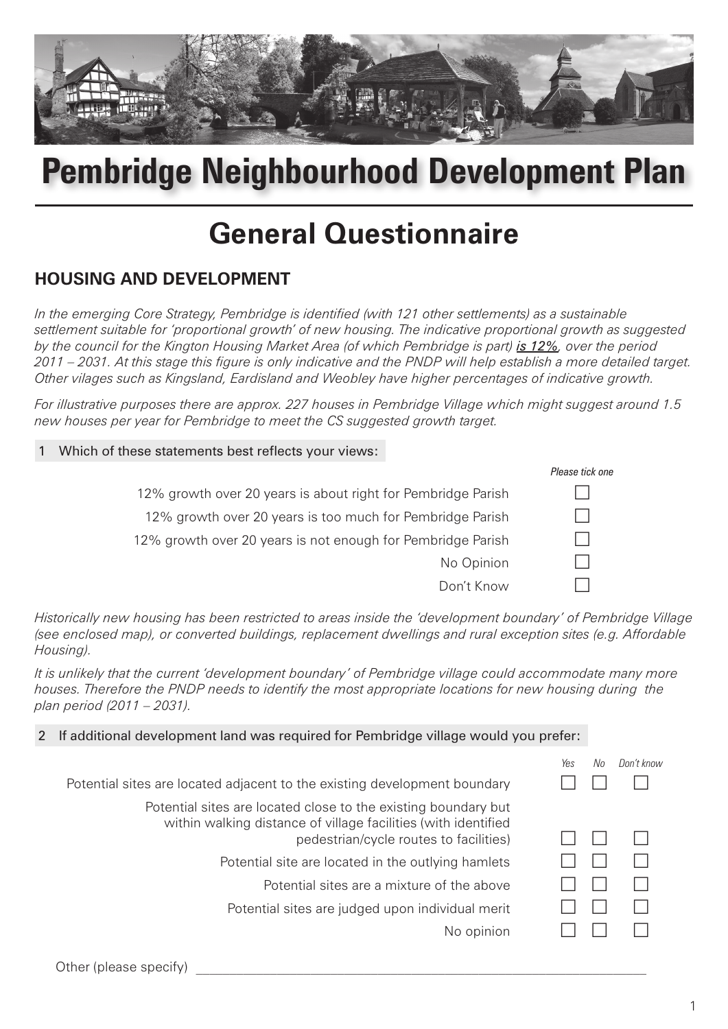# Pembridge Neighbourhood Development Plan

## General Questionnaire

### HOUSING AND DEVELOPMENT

*In the emerging Core Strategy, Pembridge is identified (with 121 other settlements) as a sustainable settlement suitable for 'proportional growth' of new housing. The indicative proportional growth as suggested by the council for the Kington Housing Market Area (of which Pembridge is part) **is 12%**, over the period 2011 – 2031. At this stage this figure is only indicative and the PNDP will help establish a more detailed target. Other vilages such as Kingsland, Eardisland and Weobley have higher percentages of indicative growth.*

*For illustrative purposes there are approx. 227 houses in Pembridge Village which might suggest around 1.5 new houses per year for Pembridge to meet the CS suggested growth target.*

**1 Which of these statements best reflects your views:**

| | *Please tick one* |
|---|---|
| 12% growth over 20 years is about right for Pembridge Parish | ☐ |
| 12% growth over 20 years is too much for Pembridge Parish | ☐ |
| 12% growth over 20 years is not enough for Pembridge Parish | ☐ |
| No Opinion | ☐ |
| Don't Know | ☐ |

*Historically new housing has been restricted to areas inside the 'development boundary' of Pembridge Village (see enclosed map), or converted buildings, replacement dwellings and rural exception sites (e.g. Affordable Housing).*

*It is unlikely that the current 'development boundary' of Pembridge village could accommodate many more houses. Therefore the PNDP needs to identify the most appropriate locations for new housing during the plan period (2011 – 2031).*

**2 If additional development land was required for Pembridge village would you prefer:**

| | *Yes* | *No* | *Don't know* |
|---|---|---|---|
| Potential sites are located adjacent to the existing development boundary | ☐ | ☐ | ☐ |
| Potential sites are located close to the existing boundary but within walking distance of village facilities (with identified pedestrian/cycle routes to facilities) | ☐ | ☐ | ☐ |
| Potential site are located in the outlying hamlets | ☐ | ☐ | ☐ |
| Potential sites are a mixture of the above | ☐ | ☐ | ☐ |
| Potential sites are judged upon individual merit | ☐ | ☐ | ☐ |
| No opinion | ☐ | ☐ | ☐ |

Other (please specify) ______________________________________________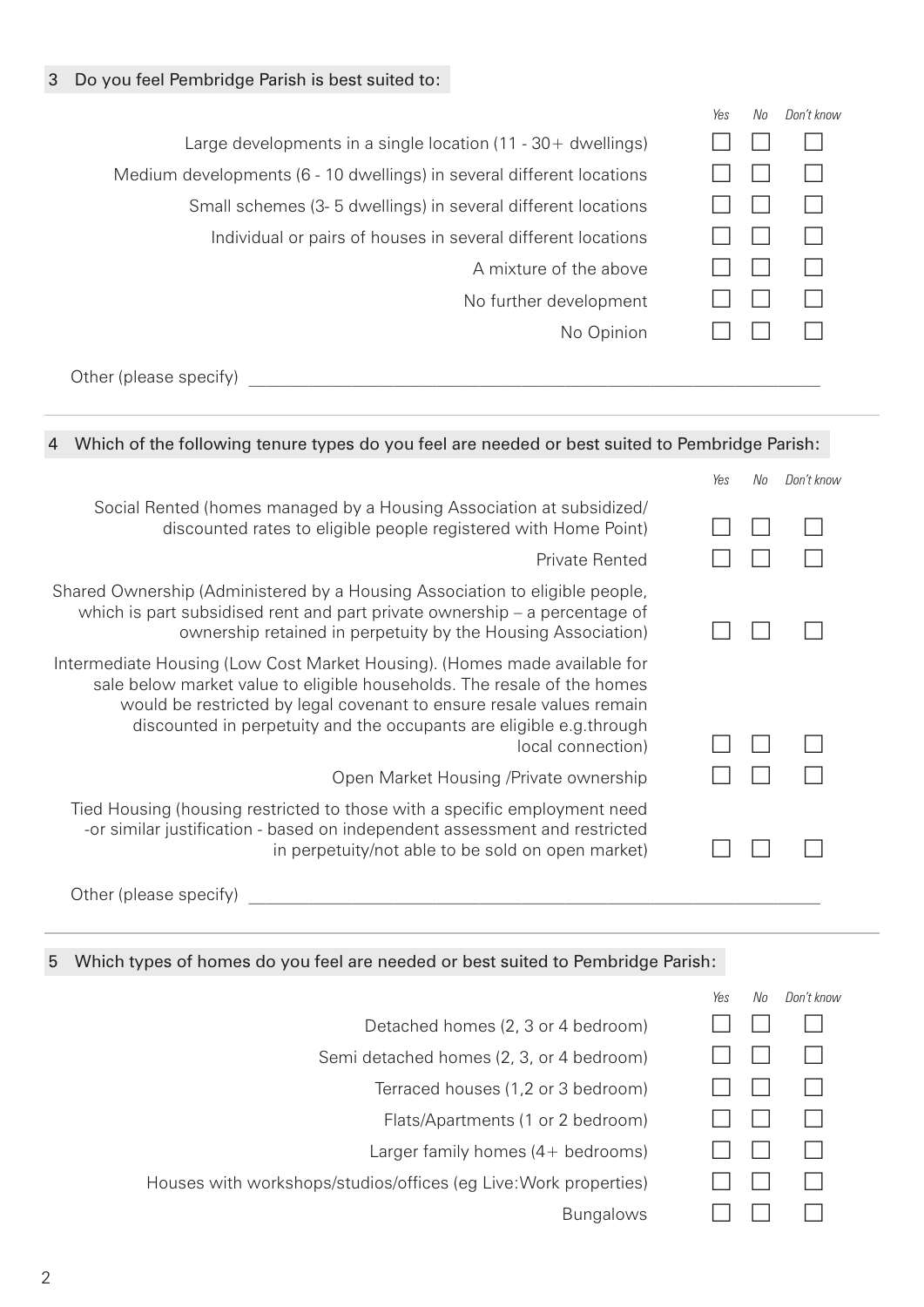### 3 Do you feel Pembridge Parish is best suited to:

| | Yes | No | Don't know |
|---|---|---|---|
| Large developments in a single location (11 - 30+ dwellings) | ☐ | ☐ | ☐ |
| Medium developments (6 - 10 dwellings) in several different locations | ☐ | ☐ | ☐ |
| Small schemes (3- 5 dwellings) in several different locations | ☐ | ☐ | ☐ |
| Individual or pairs of houses in several different locations | ☐ | ☐ | ☐ |
| A mixture of the above | ☐ | ☐ | ☐ |
| No further development | ☐ | ☐ | ☐ |
| No Opinion | ☐ | ☐ | ☐ |

Other (please specify) ______________________________

---

### 4 Which of the following tenure types do you feel are needed or best suited to Pembridge Parish:

| | Yes | No | Don't know |
|---|---|---|---|
| Social Rented (homes managed by a Housing Association at subsidized/ discounted rates to eligible people registered with Home Point) | ☐ | ☐ | ☐ |
| Private Rented | ☐ | ☐ | ☐ |
| Shared Ownership (Administered by a Housing Association to eligible people, which is part subsidised rent and part private ownership – a percentage of ownership retained in perpetuity by the Housing Association) | ☐ | ☐ | ☐ |
| Intermediate Housing (Low Cost Market Housing). (Homes made available for sale below market value to eligible households. The resale of the homes would be restricted by legal covenant to ensure resale values remain discounted in perpetuity and the occupants are eligible e.g.through local connection) | ☐ | ☐ | ☐ |
| Open Market Housing /Private ownership | ☐ | ☐ | ☐ |
| Tied Housing (housing restricted to those with a specific employment need -or similar justification - based on independent assessment and restricted in perpetuity/not able to be sold on open market) | ☐ | ☐ | ☐ |

Other (please specify) ______________________________

---

### 5 Which types of homes do you feel are needed or best suited to Pembridge Parish:

| | Yes | No | Don't know |
|---|---|---|---|
| Detached homes (2, 3 or 4 bedroom) | ☐ | ☐ | ☐ |
| Semi detached homes (2, 3, or 4 bedroom) | ☐ | ☐ | ☐ |
| Terraced houses (1,2 or 3 bedroom) | ☐ | ☐ | ☐ |
| Flats/Apartments (1 or 2 bedroom) | ☐ | ☐ | ☐ |
| Larger family homes (4+ bedrooms) | ☐ | ☐ | ☐ |
| Houses with workshops/studios/offices (eg Live:Work properties) | ☐ | ☐ | ☐ |
| Bungalows | ☐ | ☐ | ☐ |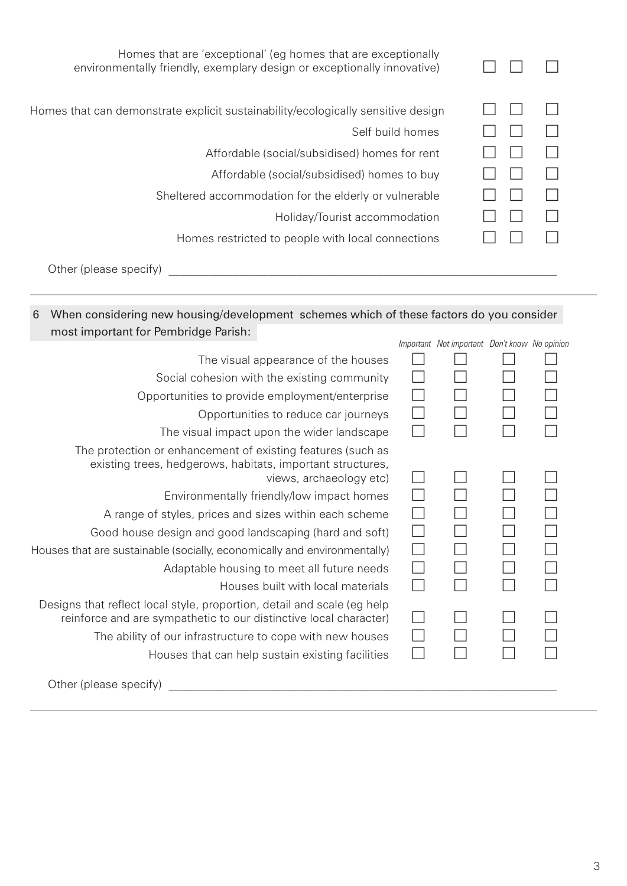| | | | |
|---|---|---|---|
| Homes that are 'exceptional' (eg homes that are exceptionally environmentally friendly, exemplary design or exceptionally innovative) | ☐ | ☐ | ☐ |
| Homes that can demonstrate explicit sustainability/ecologically sensitive design | ☐ | ☐ | ☐ |
| Self build homes | ☐ | ☐ | ☐ |
| Affordable (social/subsidised) homes for rent | ☐ | ☐ | ☐ |
| Affordable (social/subsidised) homes to buy | ☐ | ☐ | ☐ |
| Sheltered accommodation for the elderly or vulnerable | ☐ | ☐ | ☐ |
| Holiday/Tourist accommodation | ☐ | ☐ | ☐ |
| Homes restricted to people with local connections | ☐ | ☐ | ☐ |

Other (please specify) ____________________________________________

---

**6 When considering new housing/development schemes which of these factors do you consider most important for Pembridge Parish:**

| | *Important* | *Not important* | *Don't know* | *No opinion* |
|---|---|---|---|---|
| The visual appearance of the houses | ☐ | ☐ | ☐ | ☐ |
| Social cohesion with the existing community | ☐ | ☐ | ☐ | ☐ |
| Opportunities to provide employment/enterprise | ☐ | ☐ | ☐ | ☐ |
| Opportunities to reduce car journeys | ☐ | ☐ | ☐ | ☐ |
| The visual impact upon the wider landscape | ☐ | ☐ | ☐ | ☐ |
| The protection or enhancement of existing features (such as existing trees, hedgerows, habitats, important structures, views, archaeology etc) | ☐ | ☐ | ☐ | ☐ |
| Environmentally friendly/low impact homes | ☐ | ☐ | ☐ | ☐ |
| A range of styles, prices and sizes within each scheme | ☐ | ☐ | ☐ | ☐ |
| Good house design and good landscaping (hard and soft) | ☐ | ☐ | ☐ | ☐ |
| Houses that are sustainable (socially, economically and environmentally) | ☐ | ☐ | ☐ | ☐ |
| Adaptable housing to meet all future needs | ☐ | ☐ | ☐ | ☐ |
| Houses built with local materials | ☐ | ☐ | ☐ | ☐ |
| Designs that reflect local style, proportion, detail and scale (eg help reinforce and are sympathetic to our distinctive local character) | ☐ | ☐ | ☐ | ☐ |
| The ability of our infrastructure to cope with new houses | ☐ | ☐ | ☐ | ☐ |
| Houses that can help sustain existing facilities | ☐ | ☐ | ☐ | ☐ |

Other (please specify) ____________________________________________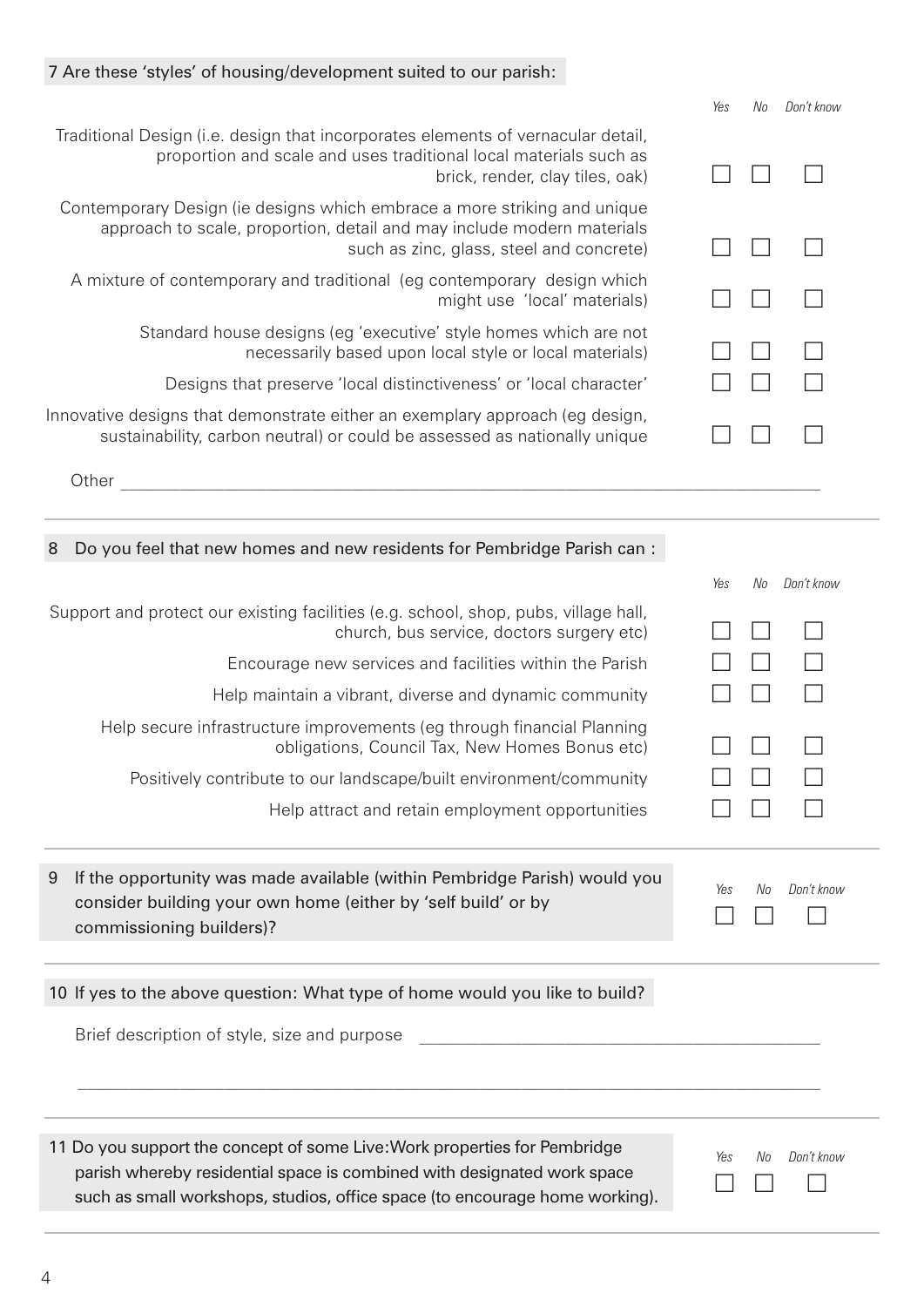### 7 Are these 'styles' of housing/development suited to our parish:

| | Yes | No | Don't know |
|---|---|---|---|
| Traditional Design (i.e. design that incorporates elements of vernacular detail, proportion and scale and uses traditional local materials such as brick, render, clay tiles, oak) | ☐ | ☐ | ☐ |
| Contemporary Design (ie designs which embrace a more striking and unique approach to scale, proportion, detail and may include modern materials such as zinc, glass, steel and concrete) | ☐ | ☐ | ☐ |
| A mixture of contemporary and traditional (eg contemporary design which might use 'local' materials) | ☐ | ☐ | ☐ |
| Standard house designs (eg 'executive' style homes which are not necessarily based upon local style or local materials) | ☐ | ☐ | ☐ |
| Designs that preserve 'local distinctiveness' or 'local character' | ☐ | ☐ | ☐ |
| Innovative designs that demonstrate either an exemplary approach (eg design, sustainability, carbon neutral) or could be assessed as nationally unique | ☐ | ☐ | ☐ |

Other ______________________________________________________________________

### 8 Do you feel that new homes and new residents for Pembridge Parish can :

| | Yes | No | Don't know |
|---|---|---|---|
| Support and protect our existing facilities (e.g. school, shop, pubs, village hall, church, bus service, doctors surgery etc) | ☐ | ☐ | ☐ |
| Encourage new services and facilities within the Parish | ☐ | ☐ | ☐ |
| Help maintain a vibrant, diverse and dynamic community | ☐ | ☐ | ☐ |
| Help secure infrastructure improvements (eg through financial Planning obligations, Council Tax, New Homes Bonus etc) | ☐ | ☐ | ☐ |
| Positively contribute to our landscape/built environment/community | ☐ | ☐ | ☐ |
| Help attract and retain employment opportunities | ☐ | ☐ | ☐ |

### 9 If the opportunity was made available (within Pembridge Parish) would you consider building your own home (either by 'self build' or by commissioning builders)?

| Yes | No | Don't know |
|---|---|---|
| ☐ | ☐ | ☐ |

### 10 If yes to the above question: What type of home would you like to build?

Brief description of style, size and purpose ______________________________________________

______________________________________________________________________

### 11 Do you support the concept of some Live:Work properties for Pembridge parish whereby residential space is combined with designated work space such as small workshops, studios, office space (to encourage home working).

| Yes | No | Don't know |
|---|---|---|
| ☐ | ☐ | ☐ |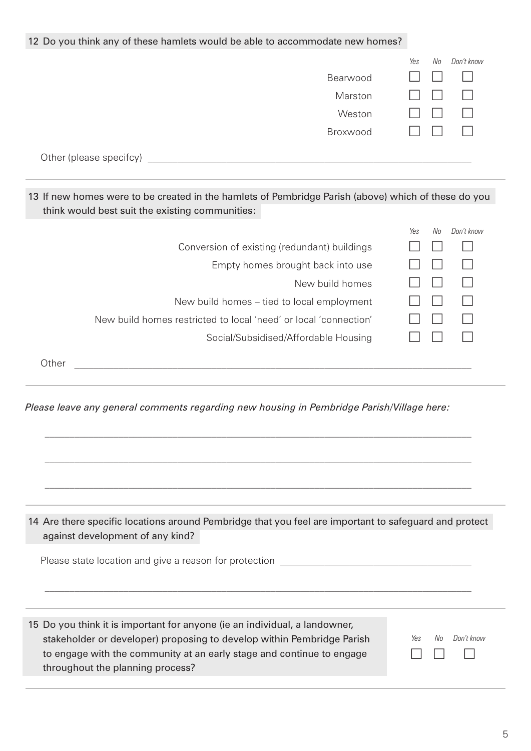12 Do you think any of these hamlets would be able to accommodate new homes?

| | Yes | No | Don't know |
|---|---|---|---|
| Bearwood | ☐ | ☐ | ☐ |
| Marston | ☐ | ☐ | ☐ |
| Weston | ☐ | ☐ | ☐ |
| Broxwood | ☐ | ☐ | ☐ |

Other (please specifcy) \_\_\_\_\_\_\_\_\_\_\_\_\_\_\_\_\_\_\_\_\_\_\_\_\_\_\_\_\_\_\_\_\_\_\_\_\_\_\_\_\_\_\_\_

---

13 If new homes were to be created in the hamlets of Pembridge Parish (above) which of these do you think would best suit the existing communities:

| | Yes | No | Don't know |
|---|---|---|---|
| Conversion of existing (redundant) buildings | ☐ | ☐ | ☐ |
| Empty homes brought back into use | ☐ | ☐ | ☐ |
| New build homes | ☐ | ☐ | ☐ |
| New build homes – tied to local employment | ☐ | ☐ | ☐ |
| New build homes restricted to local 'need' or local 'connection' | ☐ | ☐ | ☐ |
| Social/Subsidised/Affordable Housing | ☐ | ☐ | ☐ |

Other \_\_\_\_\_\_\_\_\_\_\_\_\_\_\_\_\_\_\_\_\_\_\_\_\_\_\_\_\_\_\_\_\_\_\_\_\_\_\_\_\_\_\_\_\_\_\_\_\_\_\_\_

---

*Please leave any general comments regarding new housing in Pembridge Parish/Village here:*

\_\_\_\_\_\_\_\_\_\_\_\_\_\_\_\_\_\_\_\_\_\_\_\_\_\_\_\_\_\_\_\_\_\_\_\_\_\_\_\_\_\_\_\_\_\_\_\_\_\_\_\_\_\_\_\_

\_\_\_\_\_\_\_\_\_\_\_\_\_\_\_\_\_\_\_\_\_\_\_\_\_\_\_\_\_\_\_\_\_\_\_\_\_\_\_\_\_\_\_\_\_\_\_\_\_\_\_\_\_\_\_\_

\_\_\_\_\_\_\_\_\_\_\_\_\_\_\_\_\_\_\_\_\_\_\_\_\_\_\_\_\_\_\_\_\_\_\_\_\_\_\_\_\_\_\_\_\_\_\_\_\_\_\_\_\_\_\_\_

---

14 Are there specific locations around Pembridge that you feel are important to safeguard and protect against development of any kind?

Please state location and give a reason for protection \_\_\_\_\_\_\_\_\_\_\_\_\_\_\_\_\_\_\_\_\_\_\_\_\_\_\_\_

\_\_\_\_\_\_\_\_\_\_\_\_\_\_\_\_\_\_\_\_\_\_\_\_\_\_\_\_\_\_\_\_\_\_\_\_\_\_\_\_\_\_\_\_\_\_\_\_\_\_\_\_\_\_\_\_

---

15 Do you think it is important for anyone (ie an individual, a landowner, stakeholder or developer) proposing to develop within Pembridge Parish to engage with the community at an early stage and continue to engage throughout the planning process?

| Yes | No | Don't know |
|---|---|---|
| ☐ | ☐ | ☐ |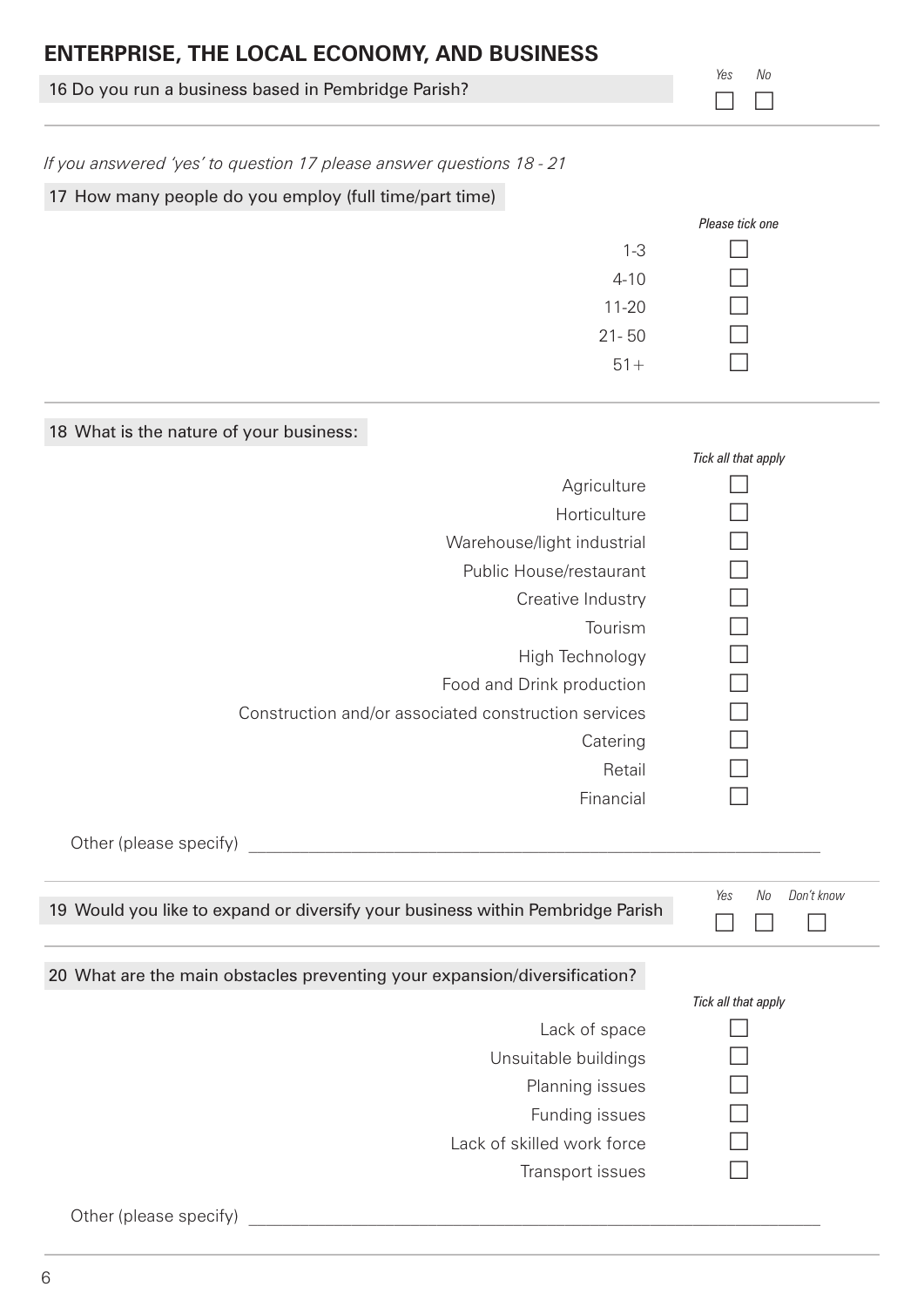## ENTERPRISE, THE LOCAL ECONOMY, AND BUSINESS

**16 Do you run a business based in Pembridge Parish?**

| Yes | No |
|---|---|
| ☐ | ☐ |

*If you answered 'yes' to question 17 please answer questions 18 - 21*

**17 How many people do you employ (full time/part time)**

| | *Please tick one* |
|---|---|
| 1-3 | ☐ |
| 4-10 | ☐ |
| 11-20 | ☐ |
| 21- 50 | ☐ |
| 51+ | ☐ |

**18 What is the nature of your business:**

| | *Tick all that apply* |
|---|---|
| Agriculture | ☐ |
| Horticulture | ☐ |
| Warehouse/light industrial | ☐ |
| Public House/restaurant | ☐ |
| Creative Industry | ☐ |
| Tourism | ☐ |
| High Technology | ☐ |
| Food and Drink production | ☐ |
| Construction and/or associated construction services | ☐ |
| Catering | ☐ |
| Retail | ☐ |
| Financial | ☐ |

Other (please specify) ____________________________________________

**19 Would you like to expand or diversify your business within Pembridge Parish**

| Yes | No | Don't know |
|---|---|---|
| ☐ | ☐ | ☐ |

**20 What are the main obstacles preventing your expansion/diversification?**

| | *Tick all that apply* |
|---|---|
| Lack of space | ☐ |
| Unsuitable buildings | ☐ |
| Planning issues | ☐ |
| Funding issues | ☐ |
| Lack of skilled work force | ☐ |
| Transport issues | ☐ |

Other (please specify) ____________________________________________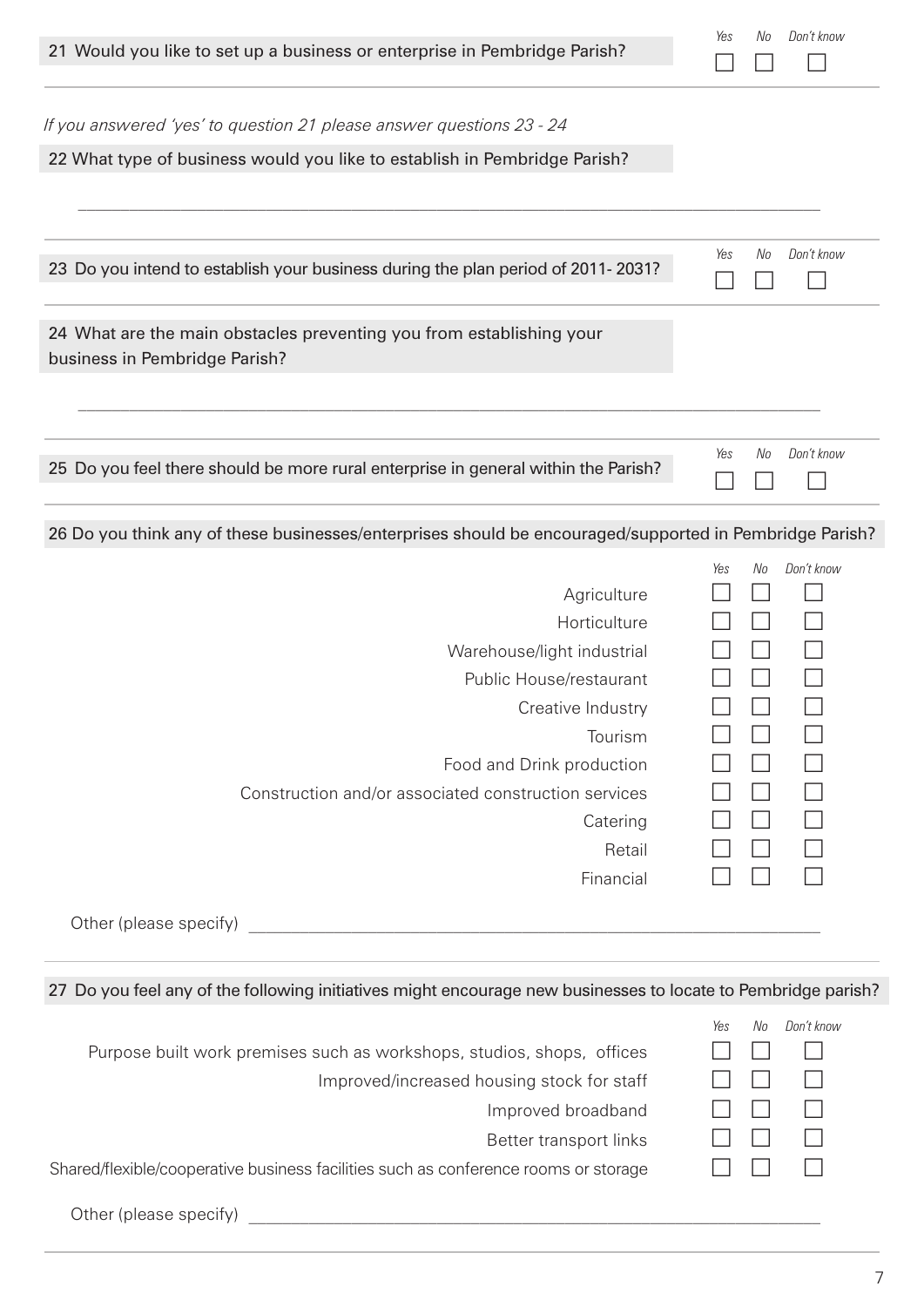21 Would you like to set up a business or enterprise in Pembridge Parish?

| Yes | No | Don't know |
|---|---|---|
| ☐ | ☐ | ☐ |

*If you answered 'yes' to question 21 please answer questions 23 - 24*

22 What type of business would you like to establish in Pembridge Parish?

\_\_\_\_\_\_\_\_\_\_\_\_\_\_\_\_\_\_\_\_\_\_\_\_\_\_\_\_\_\_\_\_\_\_\_\_\_\_\_\_\_\_\_\_\_\_\_\_\_\_\_\_\_\_\_\_\_\_\_\_

23 Do you intend to establish your business during the plan period of 2011- 2031?

| Yes | No | Don't know |
|---|---|---|
| ☐ | ☐ | ☐ |

24 What are the main obstacles preventing you from establishing your business in Pembridge Parish?

\_\_\_\_\_\_\_\_\_\_\_\_\_\_\_\_\_\_\_\_\_\_\_\_\_\_\_\_\_\_\_\_\_\_\_\_\_\_\_\_\_\_\_\_\_\_\_\_\_\_\_\_\_\_\_\_\_\_\_\_

25 Do you feel there should be more rural enterprise in general within the Parish?

| Yes | No | Don't know |
|---|---|---|
| ☐ | ☐ | ☐ |

26 Do you think any of these businesses/enterprises should be encouraged/supported in Pembridge Parish?

| | Yes | No | Don't know |
|---|---|---|---|
| Agriculture | ☐ | ☐ | ☐ |
| Horticulture | ☐ | ☐ | ☐ |
| Warehouse/light industrial | ☐ | ☐ | ☐ |
| Public House/restaurant | ☐ | ☐ | ☐ |
| Creative Industry | ☐ | ☐ | ☐ |
| Tourism | ☐ | ☐ | ☐ |
| Food and Drink production | ☐ | ☐ | ☐ |
| Construction and/or associated construction services | ☐ | ☐ | ☐ |
| Catering | ☐ | ☐ | ☐ |
| Retail | ☐ | ☐ | ☐ |
| Financial | ☐ | ☐ | ☐ |

Other (please specify) \_\_\_\_\_\_\_\_\_\_\_\_\_\_\_\_\_\_\_\_\_\_\_\_\_\_\_\_\_\_\_\_\_\_\_\_\_\_\_\_\_\_\_\_

27 Do you feel any of the following initiatives might encourage new businesses to locate to Pembridge parish?

| | Yes | No | Don't know |
|---|---|---|---|
| Purpose built work premises such as workshops, studios, shops, offices | ☐ | ☐ | ☐ |
| Improved/increased housing stock for staff | ☐ | ☐ | ☐ |
| Improved broadband | ☐ | ☐ | ☐ |
| Better transport links | ☐ | ☐ | ☐ |
| Shared/flexible/cooperative business facilities such as conference rooms or storage | ☐ | ☐ | ☐ |

Other (please specify) \_\_\_\_\_\_\_\_\_\_\_\_\_\_\_\_\_\_\_\_\_\_\_\_\_\_\_\_\_\_\_\_\_\_\_\_\_\_\_\_\_\_\_\_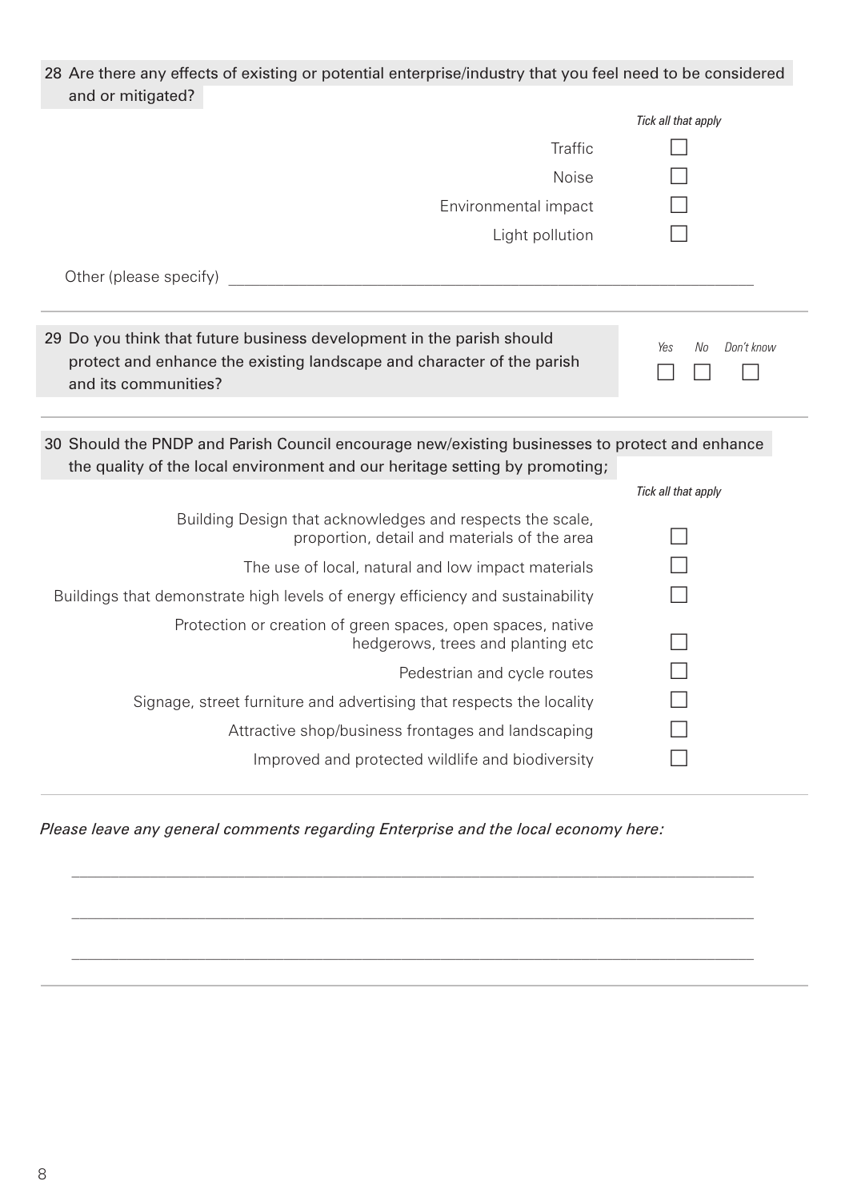28 Are there any effects of existing or potential enterprise/industry that you feel need to be considered and or mitigated?

*Tick all that apply*

- Traffic ☐
- Noise ☐
- Environmental impact ☐
- Light pollution ☐

Other (please specify) ______________________________________________

---

29 Do you think that future business development in the parish should protect and enhance the existing landscape and character of the parish and its communities?

*Yes* ☐ *No* ☐ *Don't know* ☐

---

30 Should the PNDP and Parish Council encourage new/existing businesses to protect and enhance the quality of the local environment and our heritage setting by promoting;

*Tick all that apply*

- Building Design that acknowledges and respects the scale, proportion, detail and materials of the area ☐
- The use of local, natural and low impact materials ☐
- Buildings that demonstrate high levels of energy efficiency and sustainability ☐
- Protection or creation of green spaces, open spaces, native hedgerows, trees and planting etc ☐
- Pedestrian and cycle routes ☐
- Signage, street furniture and advertising that respects the locality ☐
- Attractive shop/business frontages and landscaping ☐
- Improved and protected wildlife and biodiversity ☐

---

*Please leave any general comments regarding Enterprise and the local economy here:*

______________________________________________

______________________________________________

______________________________________________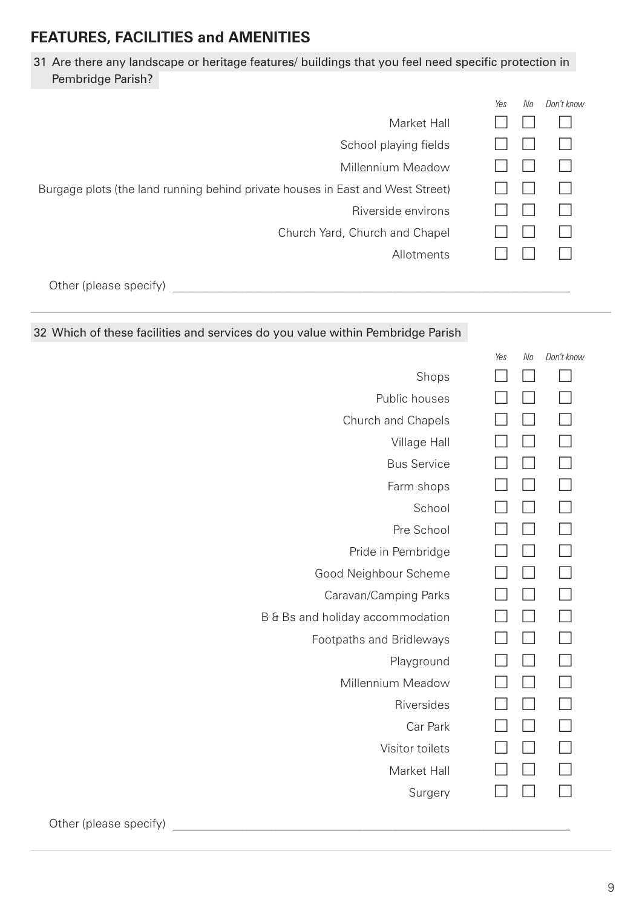## FEATURES, FACILITIES and AMENITIES

31 Are there any landscape or heritage features/ buildings that you feel need specific protection in Pembridge Parish?

| | Yes | No | Don't know |
|---|---|---|---|
| Market Hall | ☐ | ☐ | ☐ |
| School playing fields | ☐ | ☐ | ☐ |
| Millennium Meadow | ☐ | ☐ | ☐ |
| Burgage plots (the land running behind private houses in East and West Street) | ☐ | ☐ | ☐ |
| Riverside environs | ☐ | ☐ | ☐ |
| Church Yard, Church and Chapel | ☐ | ☐ | ☐ |
| Allotments | ☐ | ☐ | ☐ |

Other (please specify) ______________________________________________

32 Which of these facilities and services do you value within Pembridge Parish

| | Yes | No | Don't know |
|---|---|---|---|
| Shops | ☐ | ☐ | ☐ |
| Public houses | ☐ | ☐ | ☐ |
| Church and Chapels | ☐ | ☐ | ☐ |
| Village Hall | ☐ | ☐ | ☐ |
| Bus Service | ☐ | ☐ | ☐ |
| Farm shops | ☐ | ☐ | ☐ |
| School | ☐ | ☐ | ☐ |
| Pre School | ☐ | ☐ | ☐ |
| Pride in Pembridge | ☐ | ☐ | ☐ |
| Good Neighbour Scheme | ☐ | ☐ | ☐ |
| Caravan/Camping Parks | ☐ | ☐ | ☐ |
| B & Bs and holiday accommodation | ☐ | ☐ | ☐ |
| Footpaths and Bridleways | ☐ | ☐ | ☐ |
| Playground | ☐ | ☐ | ☐ |
| Millennium Meadow | ☐ | ☐ | ☐ |
| Riversides | ☐ | ☐ | ☐ |
| Car Park | ☐ | ☐ | ☐ |
| Visitor toilets | ☐ | ☐ | ☐ |
| Market Hall | ☐ | ☐ | ☐ |
| Surgery | ☐ | ☐ | ☐ |

Other (please specify) ______________________________________________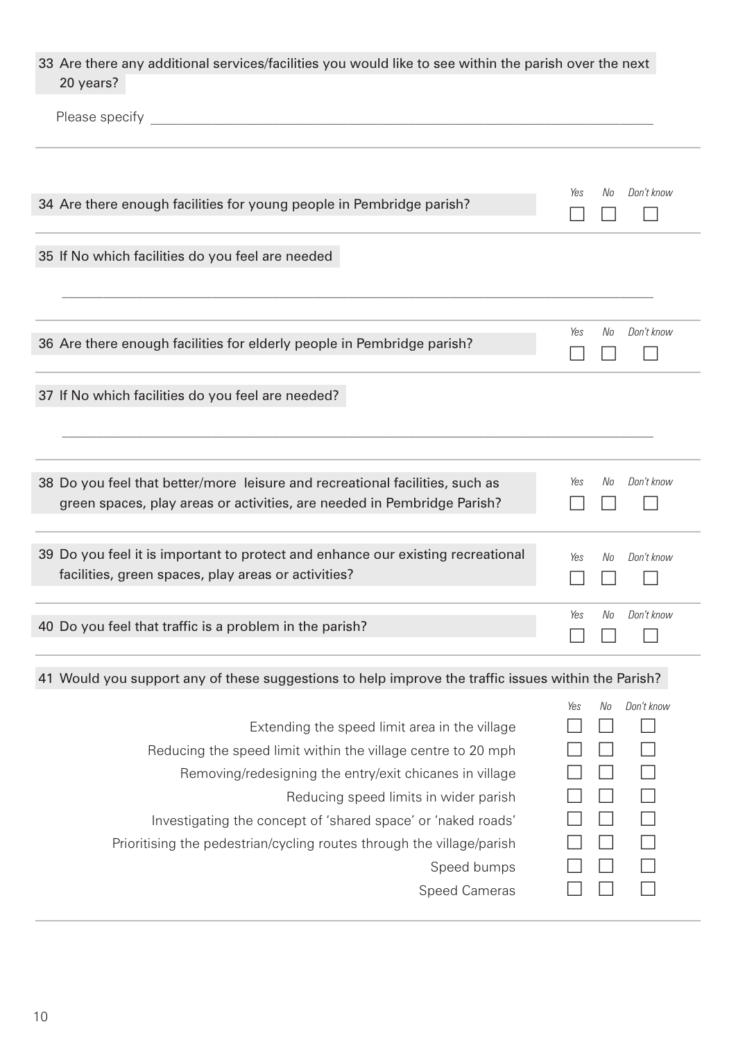33 Are there any additional services/facilities you would like to see within the parish over the next 20 years?

Please specify ____________________________________________

---

34 Are there enough facilities for young people in Pembridge parish?

| Yes | No | Don't know |
|---|---|---|
| ☐ | ☐ | ☐ |

---

35 If No which facilities do you feel are needed

____________________________________________

---

36 Are there enough facilities for elderly people in Pembridge parish?

| Yes | No | Don't know |
|---|---|---|
| ☐ | ☐ | ☐ |

---

37 If No which facilities do you feel are needed?

____________________________________________

---

38 Do you feel that better/more leisure and recreational facilities, such as green spaces, play areas or activities, are needed in Pembridge Parish?

| Yes | No | Don't know |
|---|---|---|
| ☐ | ☐ | ☐ |

---

39 Do you feel it is important to protect and enhance our existing recreational facilities, green spaces, play areas or activities?

| Yes | No | Don't know |
|---|---|---|
| ☐ | ☐ | ☐ |

---

40 Do you feel that traffic is a problem in the parish?

| Yes | No | Don't know |
|---|---|---|
| ☐ | ☐ | ☐ |

---

41 Would you support any of these suggestions to help improve the traffic issues within the Parish?

| | Yes | No | Don't know |
|---|---|---|---|
| Extending the speed limit area in the village | ☐ | ☐ | ☐ |
| Reducing the speed limit within the village centre to 20 mph | ☐ | ☐ | ☐ |
| Removing/redesigning the entry/exit chicanes in village | ☐ | ☐ | ☐ |
| Reducing speed limits in wider parish | ☐ | ☐ | ☐ |
| Investigating the concept of 'shared space' or 'naked roads' | ☐ | ☐ | ☐ |
| Prioritising the pedestrian/cycling routes through the village/parish | ☐ | ☐ | ☐ |
| Speed bumps | ☐ | ☐ | ☐ |
| Speed Cameras | ☐ | ☐ | ☐ |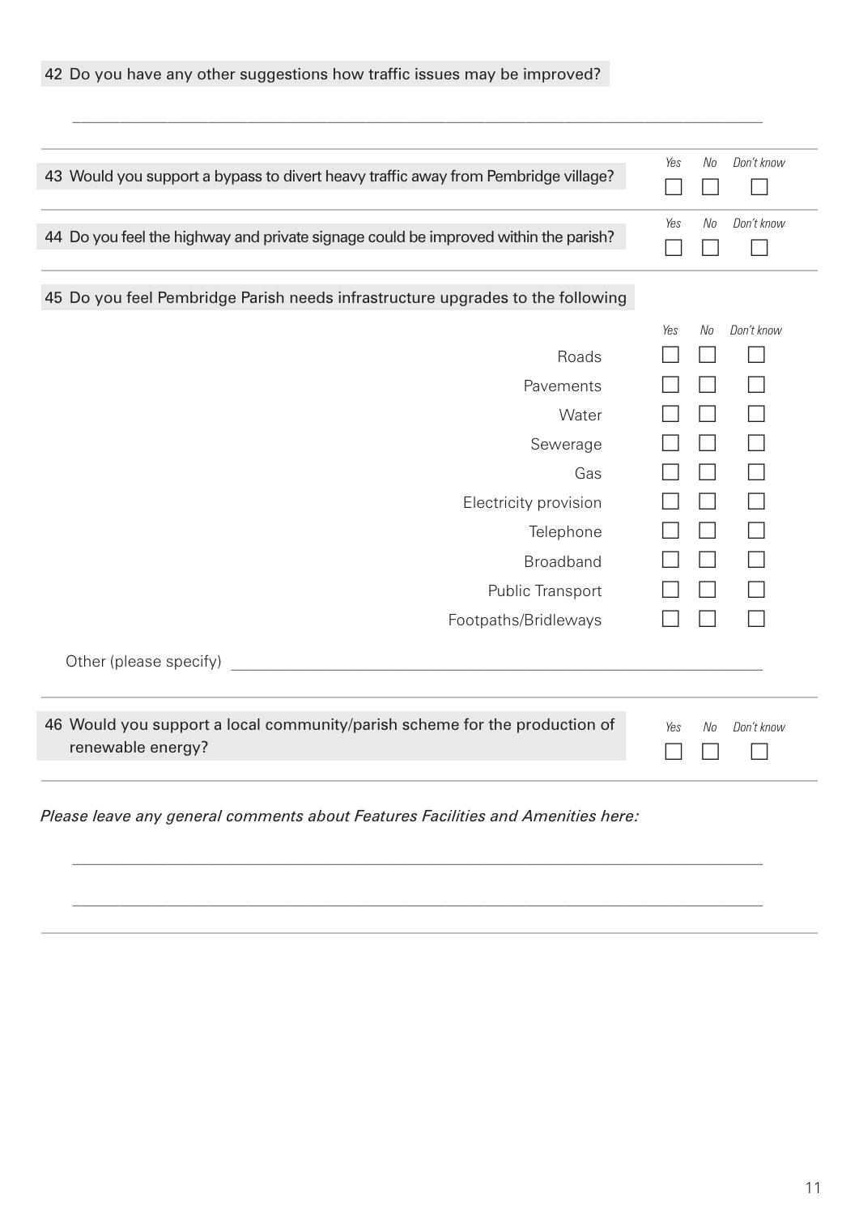42 Do you have any other suggestions how traffic issues may be improved?

\_\_\_\_\_\_\_\_\_\_\_\_\_\_\_\_\_\_\_\_\_\_\_\_\_\_\_\_\_\_\_\_\_\_\_\_\_\_\_\_\_\_\_\_\_\_\_\_\_\_\_\_\_\_\_\_\_\_\_\_\_\_\_\_\_\_\_\_\_\_\_\_

| | Yes | No | Don't know |
|---|---|---|---|
| 43 Would you support a bypass to divert heavy traffic away from Pembridge village? | ☐ | ☐ | ☐ |
| 44 Do you feel the highway and private signage could be improved within the parish? | ☐ | ☐ | ☐ |

45 Do you feel Pembridge Parish needs infrastructure upgrades to the following

| | Yes | No | Don't know |
|---|---|---|---|
| Roads | ☐ | ☐ | ☐ |
| Pavements | ☐ | ☐ | ☐ |
| Water | ☐ | ☐ | ☐ |
| Sewerage | ☐ | ☐ | ☐ |
| Gas | ☐ | ☐ | ☐ |
| Electricity provision | ☐ | ☐ | ☐ |
| Telephone | ☐ | ☐ | ☐ |
| Broadband | ☐ | ☐ | ☐ |
| Public Transport | ☐ | ☐ | ☐ |
| Footpaths/Bridleways | ☐ | ☐ | ☐ |

Other (please specify) \_\_\_\_\_\_\_\_\_\_\_\_\_\_\_\_\_\_\_\_\_\_\_\_\_\_\_\_\_\_\_\_\_\_\_\_\_\_\_\_\_\_\_\_\_\_\_\_\_\_\_\_\_\_

| | Yes | No | Don't know |
|---|---|---|---|
| 46 Would you support a local community/parish scheme for the production of renewable energy? | ☐ | ☐ | ☐ |

*Please leave any general comments about Features Facilities and Amenities here:*

\_\_\_\_\_\_\_\_\_\_\_\_\_\_\_\_\_\_\_\_\_\_\_\_\_\_\_\_\_\_\_\_\_\_\_\_\_\_\_\_\_\_\_\_\_\_\_\_\_\_\_\_\_\_\_\_\_\_\_\_\_\_\_\_\_\_\_\_\_\_\_\_

\_\_\_\_\_\_\_\_\_\_\_\_\_\_\_\_\_\_\_\_\_\_\_\_\_\_\_\_\_\_\_\_\_\_\_\_\_\_\_\_\_\_\_\_\_\_\_\_\_\_\_\_\_\_\_\_\_\_\_\_\_\_\_\_\_\_\_\_\_\_\_\_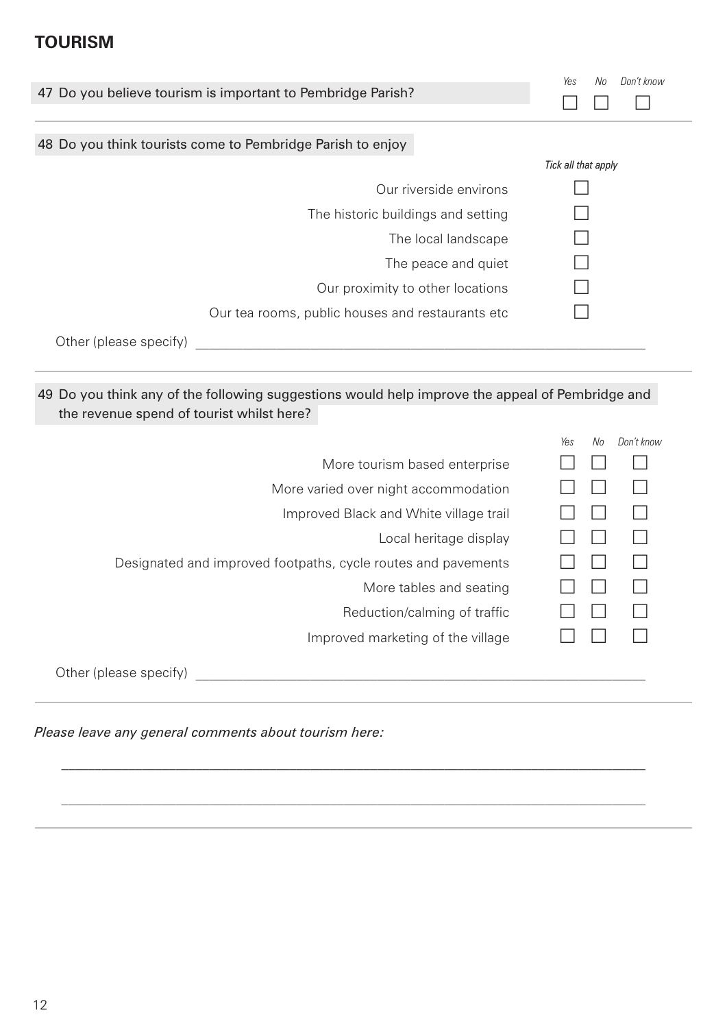## TOURISM

**47** Do you believe tourism is important to Pembridge Parish?

| | Yes | No | Don't know |
|---|---|---|---|
| | ☐ | ☐ | ☐ |

**48** Do you think tourists come to Pembridge Parish to enjoy

*Tick all that apply*

| | |
|---|---|
| Our riverside environs | ☐ |
| The historic buildings and setting | ☐ |
| The local landscape | ☐ |
| The peace and quiet | ☐ |
| Our proximity to other locations | ☐ |
| Our tea rooms, public houses and restaurants etc | ☐ |

Other (please specify) ______________________________

**49** Do you think any of the following suggestions would help improve the appeal of Pembridge and the revenue spend of tourist whilst here?

| | Yes | No | Don't know |
|---|---|---|---|
| More tourism based enterprise | ☐ | ☐ | ☐ |
| More varied over night accommodation | ☐ | ☐ | ☐ |
| Improved Black and White village trail | ☐ | ☐ | ☐ |
| Local heritage display | ☐ | ☐ | ☐ |
| Designated and improved footpaths, cycle routes and pavements | ☐ | ☐ | ☐ |
| More tables and seating | ☐ | ☐ | ☐ |
| Reduction/calming of traffic | ☐ | ☐ | ☐ |
| Improved marketing of the village | ☐ | ☐ | ☐ |

Other (please specify) ______________________________

*Please leave any general comments about tourism here:*

______________________________

______________________________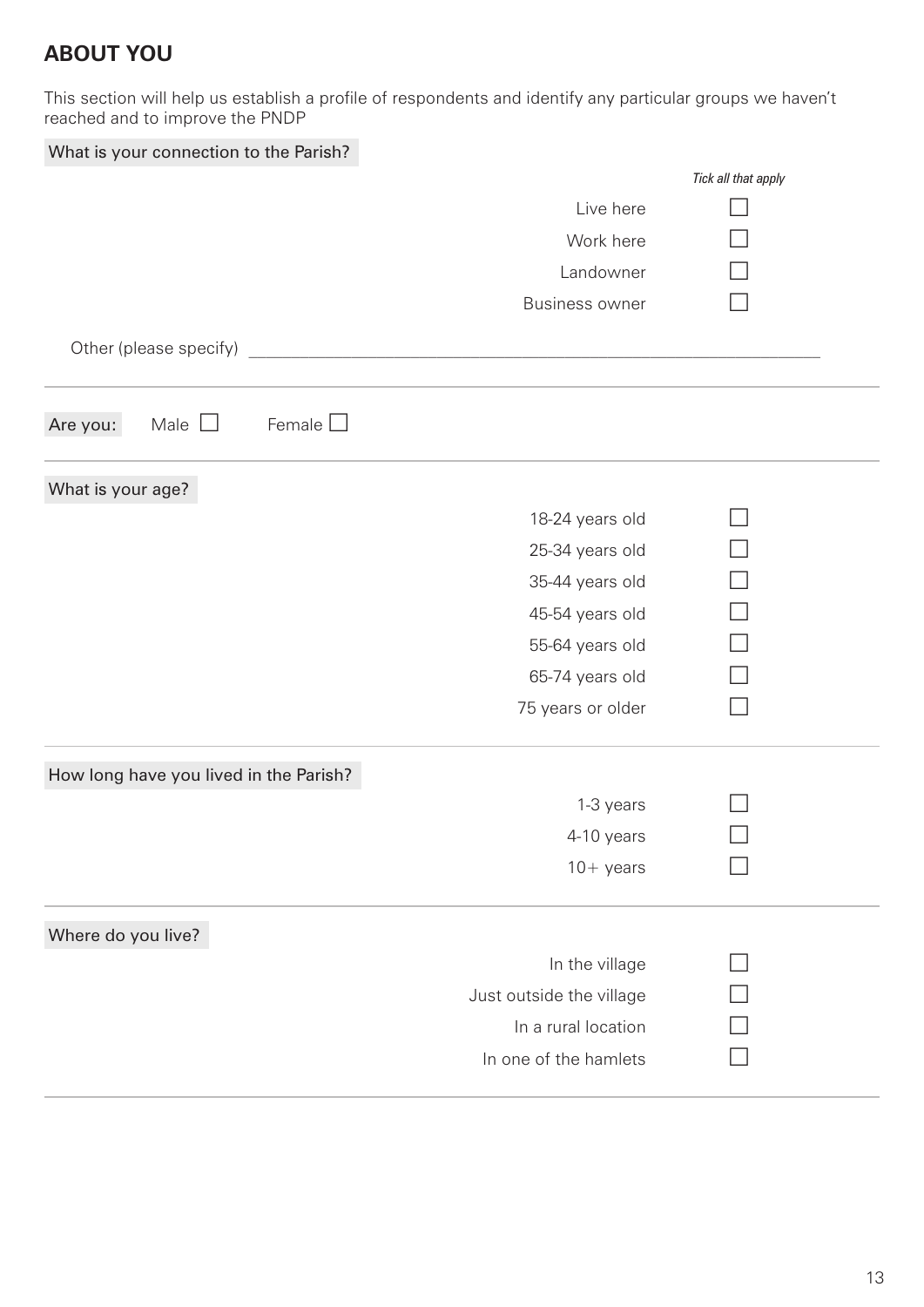## ABOUT YOU

This section will help us establish a profile of respondents and identify any particular groups we haven't reached and to improve the PNDP

**What is your connection to the Parish?**

*Tick all that apply*

- Live here ☐
- Work here ☐
- Landowner ☐
- Business owner ☐

Other (please specify) ____________________________________________

---

**Are you:** Male ☐ Female ☐

---

**What is your age?**

- 18-24 years old ☐
- 25-34 years old ☐
- 35-44 years old ☐
- 45-54 years old ☐
- 55-64 years old ☐
- 65-74 years old ☐
- 75 years or older ☐

---

**How long have you lived in the Parish?**

- 1-3 years ☐
- 4-10 years ☐
- 10+ years ☐

---

**Where do you live?**

- In the village ☐
- Just outside the village ☐
- In a rural location ☐
- In one of the hamlets ☐

---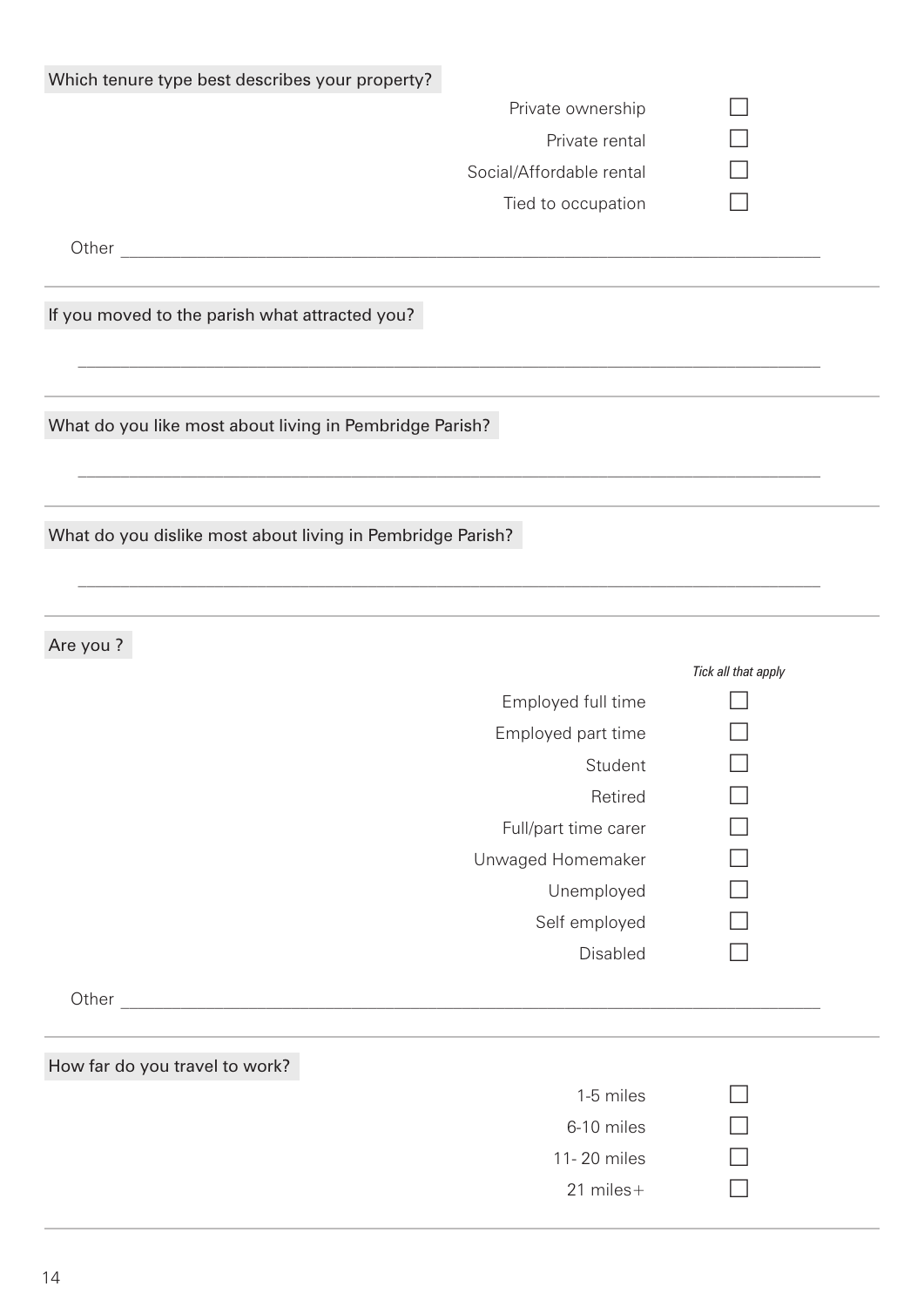**Which tenure type best describes your property?**

- Private ownership ☐
- Private rental ☐
- Social/Affordable rental ☐
- Tied to occupation ☐

Other ______________________________________________________________________________

---

**If you moved to the parish what attracted you?**

______________________________________________________________________________

---

**What do you like most about living in Pembridge Parish?**

______________________________________________________________________________

---

**What do you dislike most about living in Pembridge Parish?**

______________________________________________________________________________

---

**Are you ?**

*Tick all that apply*

- Employed full time ☐
- Employed part time ☐
- Student ☐
- Retired ☐
- Full/part time carer ☐
- Unwaged Homemaker ☐
- Unemployed ☐
- Self employed ☐
- Disabled ☐

Other ______________________________________________________________________________

---

**How far do you travel to work?**

- 1-5 miles ☐
- 6-10 miles ☐
- 11- 20 miles ☐
- 21 miles+ ☐

---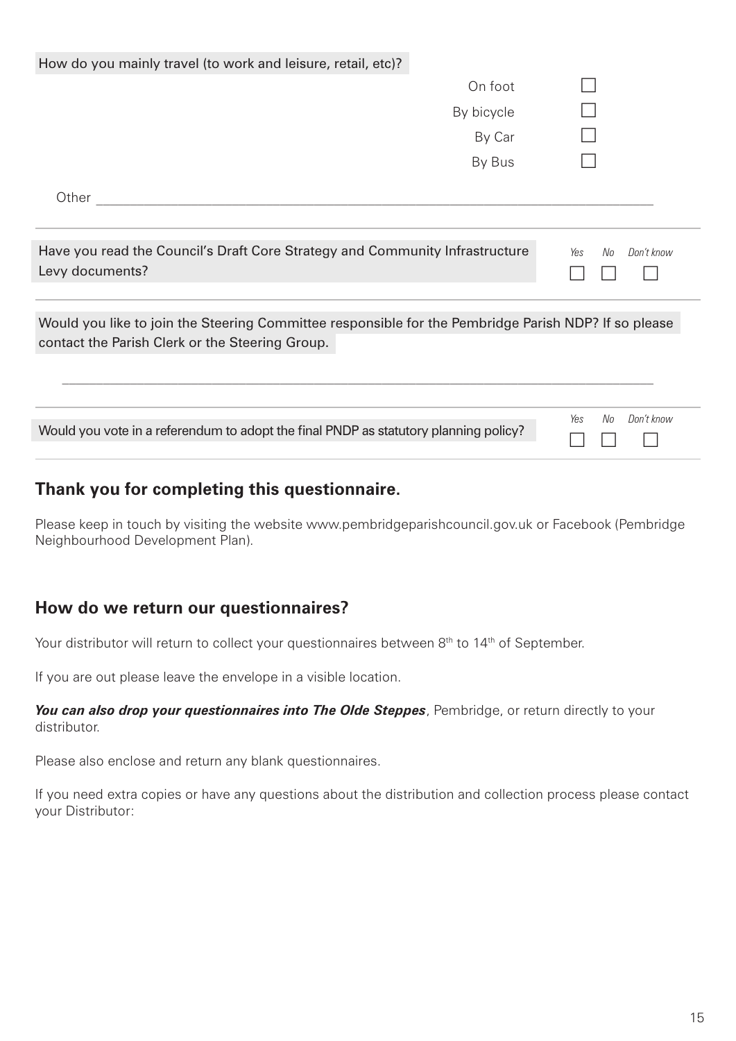How do you mainly travel (to work and leisure, retail, etc)?

- On foot ☐
- By bicycle ☐
- By Car ☐
- By Bus ☐

Other ___________________________________________________________

---

Have you read the Council's Draft Core Strategy and Community Infrastructure Levy documents?

| Yes | No | Don't know |
|---|---|---|
| ☐ | ☐ | ☐ |

---

Would you like to join the Steering Committee responsible for the Pembridge Parish NDP? If so please contact the Parish Clerk or the Steering Group.

___________________________________________________________

---

Would you vote in a referendum to adopt the final PNDP as statutory planning policy?

| Yes | No | Don't know |
|---|---|---|
| ☐ | ☐ | ☐ |

---

## Thank you for completing this questionnaire.

Please keep in touch by visiting the website www.pembridgeparishcouncil.gov.uk or Facebook (Pembridge Neighbourhood Development Plan).

## How do we return our questionnaires?

Your distributor will return to collect your questionnaires between 8th to 14th of September.

If you are out please leave the envelope in a visible location.

***You can also drop your questionnaires into The Olde Steppes***, Pembridge, or return directly to your distributor.

Please also enclose and return any blank questionnaires.

If you need extra copies or have any questions about the distribution and collection process please contact your Distributor: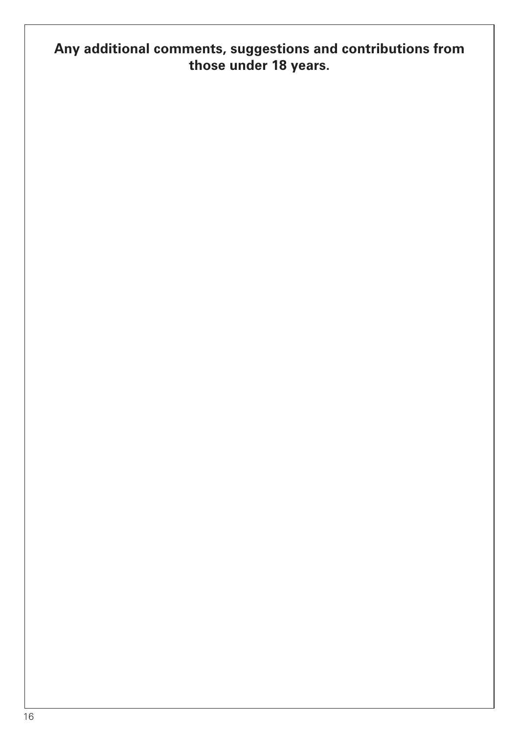**Any additional comments, suggestions and contributions from those under 18 years.**